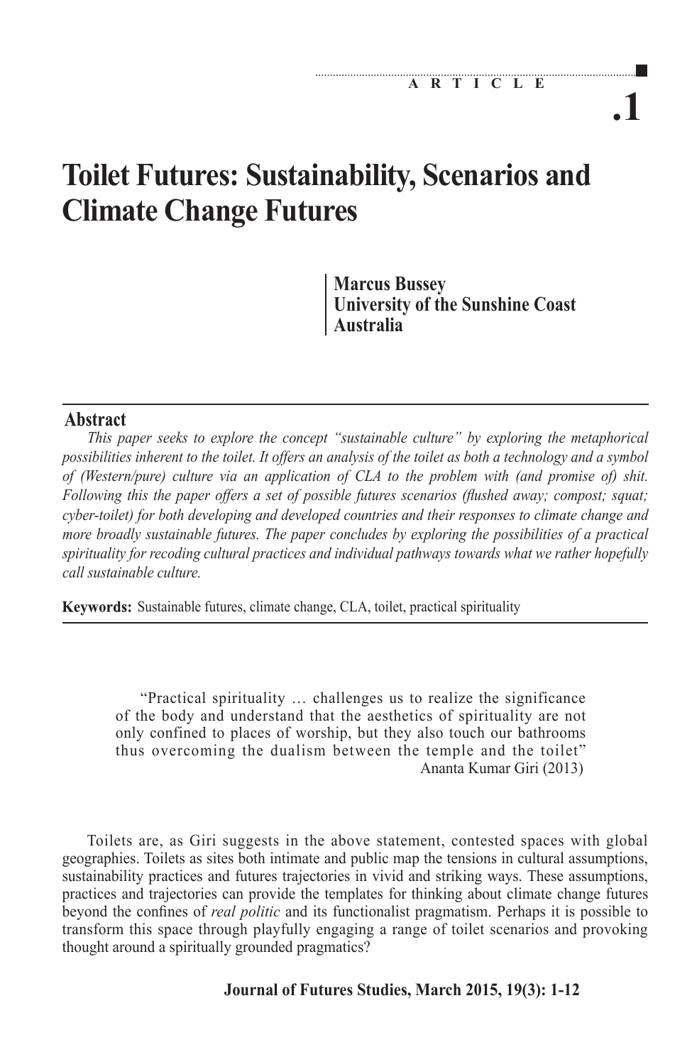ARTICLE

.1

# Toilet Futures: Sustainability, Scenarios and Climate Change Futures

**Marcus Bussey**
**University of the Sunshine Coast**
**Australia**

## Abstract

*This paper seeks to explore the concept "sustainable culture" by exploring the metaphorical possibilities inherent to the toilet. It offers an analysis of the toilet as both a technology and a symbol of (Western/pure) culture via an application of CLA to the problem with (and promise of) shit. Following this the paper offers a set of possible futures scenarios (flushed away; compost; squat; cyber-toilet) for both developing and developed countries and their responses to climate change and more broadly sustainable futures. The paper concludes by exploring the possibilities of a practical spirituality for recoding cultural practices and individual pathways towards what we rather hopefully call sustainable culture.*

**Keywords:** Sustainable futures, climate change, CLA, toilet, practical spirituality

> "Practical spirituality … challenges us to realize the significance of the body and understand that the aesthetics of spirituality are not only confined to places of worship, but they also touch our bathrooms thus overcoming the dualism between the temple and the toilet"
> Ananta Kumar Giri (2013)

Toilets are, as Giri suggests in the above statement, contested spaces with global geographies. Toilets as sites both intimate and public map the tensions in cultural assumptions, sustainability practices and futures trajectories in vivid and striking ways. These assumptions, practices and trajectories can provide the templates for thinking about climate change futures beyond the confines of *real politic* and its functionalist pragmatism. Perhaps it is possible to transform this space through playfully engaging a range of toilet scenarios and provoking thought around a spiritually grounded pragmatics?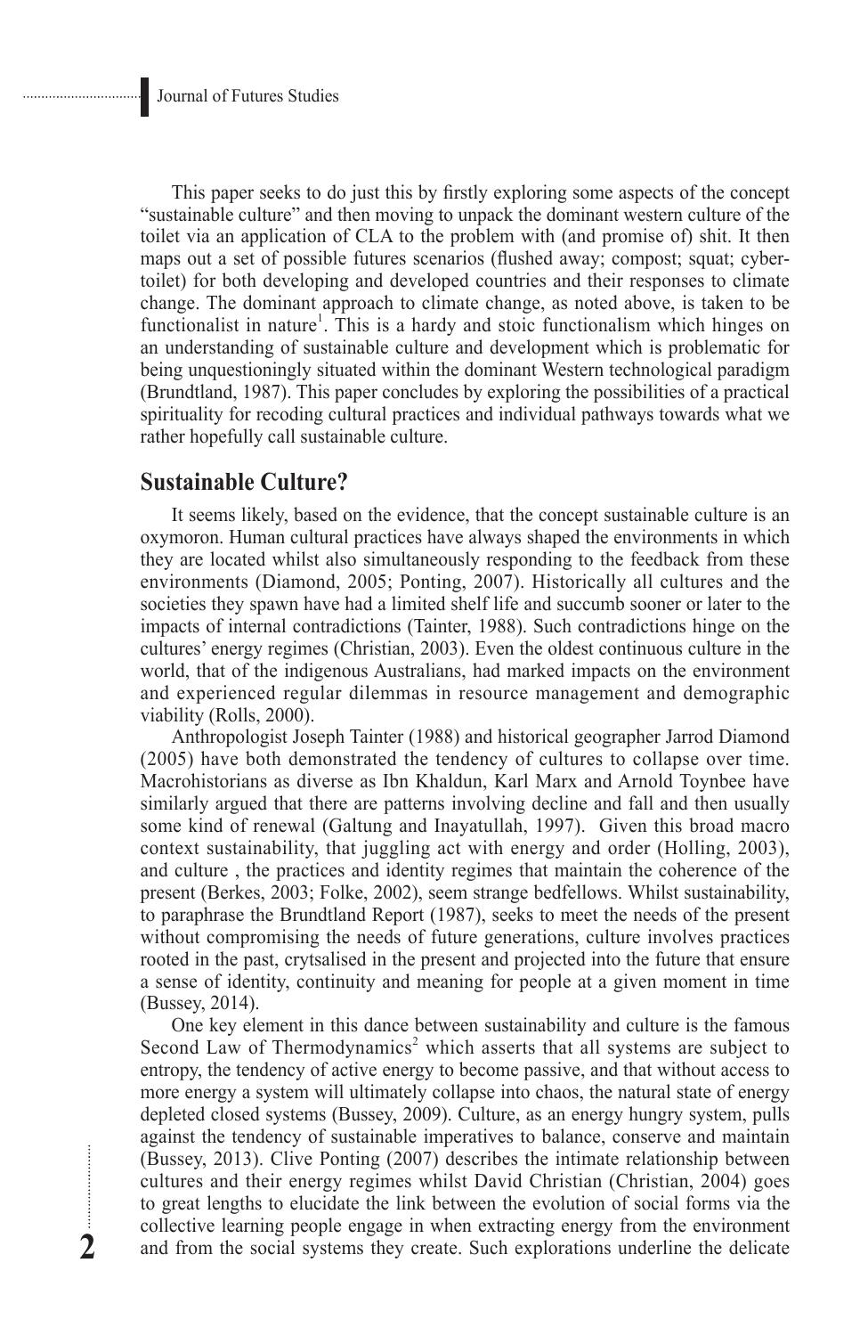This paper seeks to do just this by firstly exploring some aspects of the concept "sustainable culture" and then moving to unpack the dominant western culture of the toilet via an application of CLA to the problem with (and promise of) shit. It then maps out a set of possible futures scenarios (flushed away; compost; squat; cyber-toilet) for both developing and developed countries and their responses to climate change. The dominant approach to climate change, as noted above, is taken to be functionalist in nature[1]. This is a hardy and stoic functionalism which hinges on an understanding of sustainable culture and development which is problematic for being unquestioningly situated within the dominant Western technological paradigm (Brundtland, 1987). This paper concludes by exploring the possibilities of a practical spirituality for recoding cultural practices and individual pathways towards what we rather hopefully call sustainable culture.

## Sustainable Culture?

It seems likely, based on the evidence, that the concept sustainable culture is an oxymoron. Human cultural practices have always shaped the environments in which they are located whilst also simultaneously responding to the feedback from these environments (Diamond, 2005; Ponting, 2007). Historically all cultures and the societies they spawn have had a limited shelf life and succumb sooner or later to the impacts of internal contradictions (Tainter, 1988). Such contradictions hinge on the cultures' energy regimes (Christian, 2003). Even the oldest continuous culture in the world, that of the indigenous Australians, had marked impacts on the environment and experienced regular dilemmas in resource management and demographic viability (Rolls, 2000).

Anthropologist Joseph Tainter (1988) and historical geographer Jarrod Diamond (2005) have both demonstrated the tendency of cultures to collapse over time. Macrohistorians as diverse as Ibn Khaldun, Karl Marx and Arnold Toynbee have similarly argued that there are patterns involving decline and fall and then usually some kind of renewal (Galtung and Inayatullah, 1997). Given this broad macro context sustainability, that juggling act with energy and order (Holling, 2003), and culture , the practices and identity regimes that maintain the coherence of the present (Berkes, 2003; Folke, 2002), seem strange bedfellows. Whilst sustainability, to paraphrase the Brundtland Report (1987), seeks to meet the needs of the present without compromising the needs of future generations, culture involves practices rooted in the past, crytsalised in the present and projected into the future that ensure a sense of identity, continuity and meaning for people at a given moment in time (Bussey, 2014).

One key element in this dance between sustainability and culture is the famous Second Law of Thermodynamics[2] which asserts that all systems are subject to entropy, the tendency of active energy to become passive, and that without access to more energy a system will ultimately collapse into chaos, the natural state of energy depleted closed systems (Bussey, 2009). Culture, as an energy hungry system, pulls against the tendency of sustainable imperatives to balance, conserve and maintain (Bussey, 2013). Clive Ponting (2007) describes the intimate relationship between cultures and their energy regimes whilst David Christian (Christian, 2004) goes to great lengths to elucidate the link between the evolution of social forms via the collective learning people engage in when extracting energy from the environment and from the social systems they create. Such explorations underline the delicate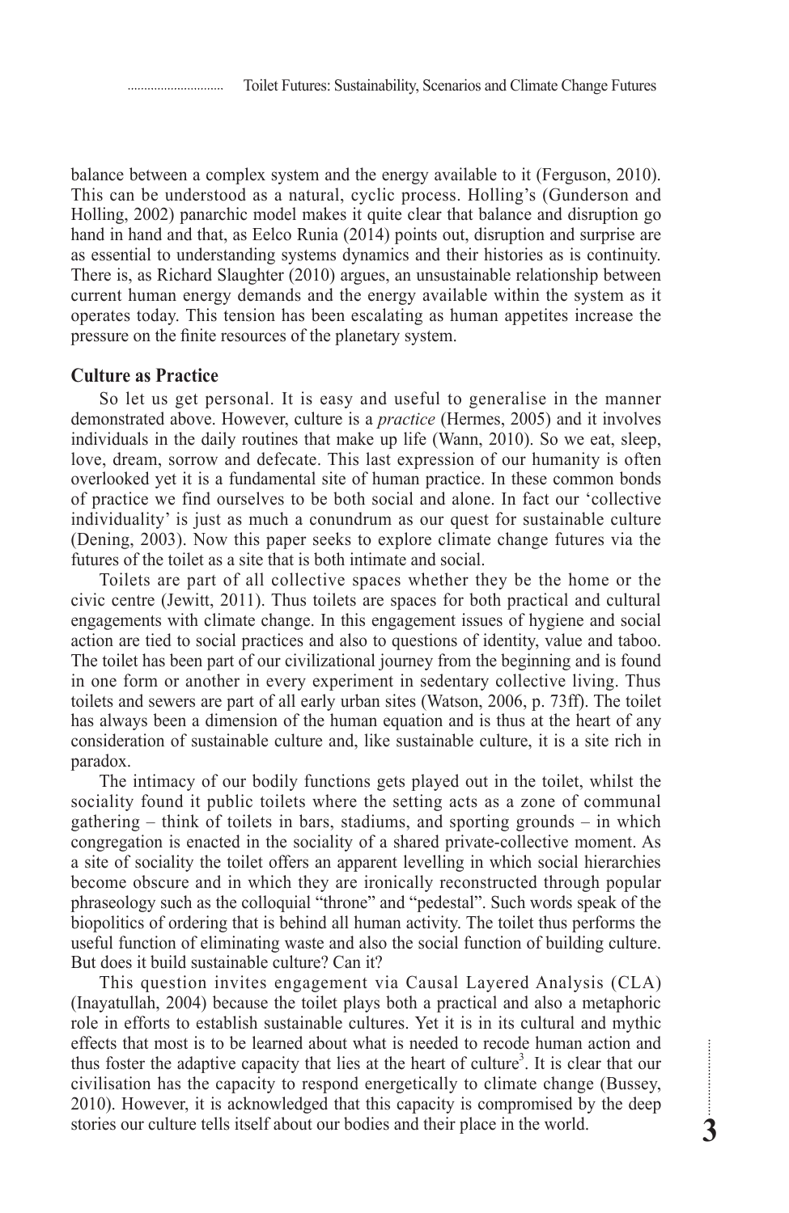balance between a complex system and the energy available to it (Ferguson, 2010). This can be understood as a natural, cyclic process. Holling's (Gunderson and Holling, 2002) panarchic model makes it quite clear that balance and disruption go hand in hand and that, as Eelco Runia (2014) points out, disruption and surprise are as essential to understanding systems dynamics and their histories as is continuity. There is, as Richard Slaughter (2010) argues, an unsustainable relationship between current human energy demands and the energy available within the system as it operates today. This tension has been escalating as human appetites increase the pressure on the finite resources of the planetary system.

## Culture as Practice

So let us get personal. It is easy and useful to generalise in the manner demonstrated above. However, culture is a *practice* (Hermes, 2005) and it involves individuals in the daily routines that make up life (Wann, 2010). So we eat, sleep, love, dream, sorrow and defecate. This last expression of our humanity is often overlooked yet it is a fundamental site of human practice. In these common bonds of practice we find ourselves to be both social and alone. In fact our 'collective individuality' is just as much a conundrum as our quest for sustainable culture (Dening, 2003). Now this paper seeks to explore climate change futures via the futures of the toilet as a site that is both intimate and social.

Toilets are part of all collective spaces whether they be the home or the civic centre (Jewitt, 2011). Thus toilets are spaces for both practical and cultural engagements with climate change. In this engagement issues of hygiene and social action are tied to social practices and also to questions of identity, value and taboo. The toilet has been part of our civilizational journey from the beginning and is found in one form or another in every experiment in sedentary collective living. Thus toilets and sewers are part of all early urban sites (Watson, 2006, p. 73ff). The toilet has always been a dimension of the human equation and is thus at the heart of any consideration of sustainable culture and, like sustainable culture, it is a site rich in paradox.

The intimacy of our bodily functions gets played out in the toilet, whilst the sociality found it public toilets where the setting acts as a zone of communal gathering – think of toilets in bars, stadiums, and sporting grounds – in which congregation is enacted in the sociality of a shared private-collective moment. As a site of sociality the toilet offers an apparent levelling in which social hierarchies become obscure and in which they are ironically reconstructed through popular phraseology such as the colloquial "throne" and "pedestal". Such words speak of the biopolitics of ordering that is behind all human activity. The toilet thus performs the useful function of eliminating waste and also the social function of building culture. But does it build sustainable culture? Can it?

This question invites engagement via Causal Layered Analysis (CLA) (Inayatullah, 2004) because the toilet plays both a practical and also a metaphoric role in efforts to establish sustainable cultures. Yet it is in its cultural and mythic effects that most is to be learned about what is needed to recode human action and thus foster the adaptive capacity that lies at the heart of culture[3]. It is clear that our civilisation has the capacity to respond energetically to climate change (Bussey, 2010). However, it is acknowledged that this capacity is compromised by the deep stories our culture tells itself about our bodies and their place in the world.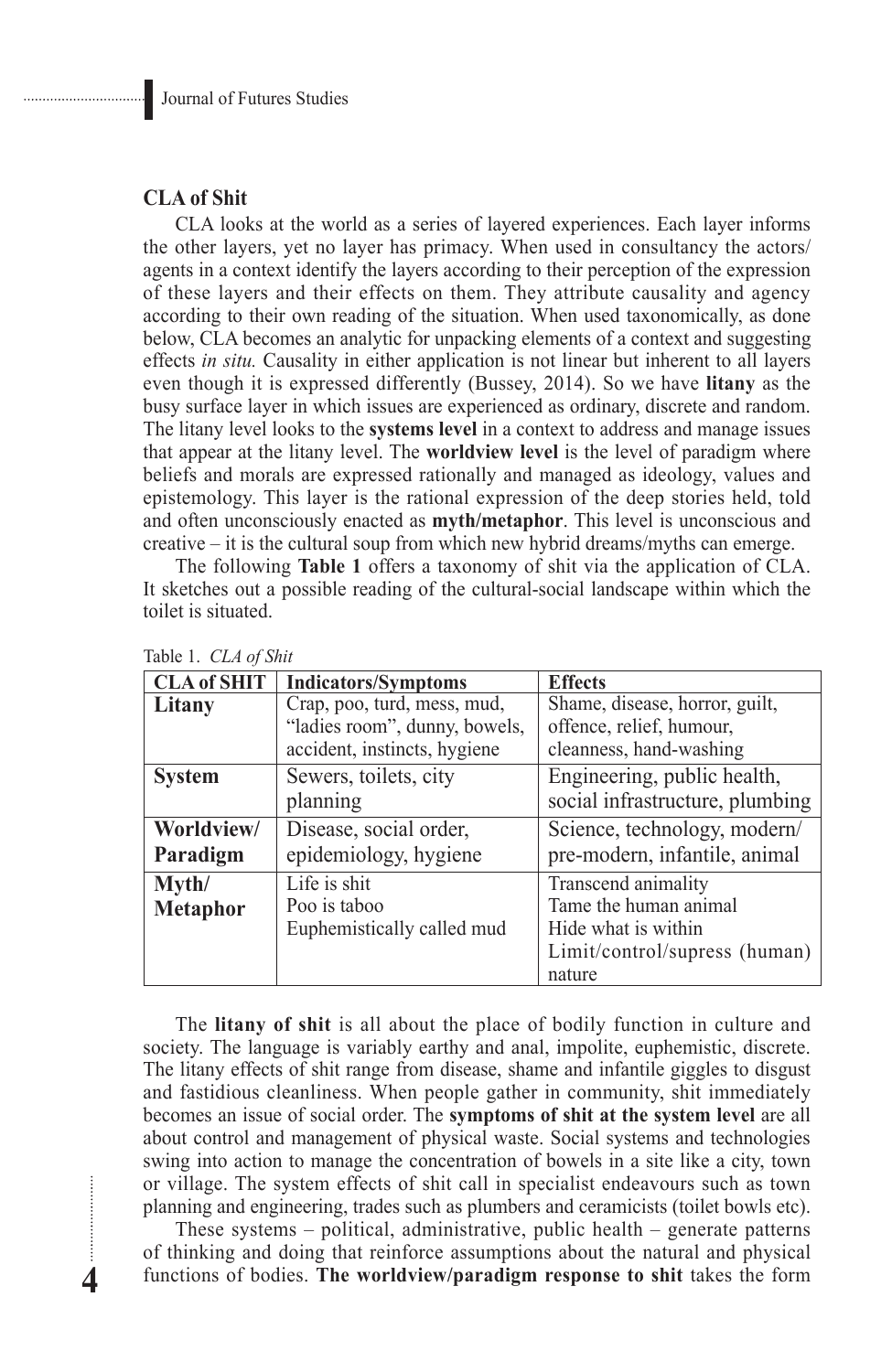## CLA of Shit

CLA looks at the world as a series of layered experiences. Each layer informs the other layers, yet no layer has primacy. When used in consultancy the actors/agents in a context identify the layers according to their perception of the expression of these layers and their effects on them. They attribute causality and agency according to their own reading of the situation. When used taxonomically, as done below, CLA becomes an analytic for unpacking elements of a context and suggesting effects *in situ.* Causality in either application is not linear but inherent to all layers even though it is expressed differently (Bussey, 2014). So we have **litany** as the busy surface layer in which issues are experienced as ordinary, discrete and random. The litany level looks to the **systems level** in a context to address and manage issues that appear at the litany level. The **worldview level** is the level of paradigm where beliefs and morals are expressed rationally and managed as ideology, values and epistemology. This layer is the rational expression of the deep stories held, told and often unconsciously enacted as **myth/metaphor**. This level is unconscious and creative – it is the cultural soup from which new hybrid dreams/myths can emerge.

The following **Table 1** offers a taxonomy of shit via the application of CLA. It sketches out a possible reading of the cultural-social landscape within which the toilet is situated.

Table 1. *CLA of Shit*

| CLA of SHIT | Indicators/Symptoms | Effects |
|---|---|---|
| **Litany** | Crap, poo, turd, mess, mud, "ladies room", dunny, bowels, accident, instincts, hygiene | Shame, disease, horror, guilt, offence, relief, humour, cleanness, hand-washing |
| **System** | Sewers, toilets, city planning | Engineering, public health, social infrastructure, plumbing |
| **Worldview/ Paradigm** | Disease, social order, epidemiology, hygiene | Science, technology, modern/ pre-modern, infantile, animal |
| **Myth/ Metaphor** | Life is shit<br>Poo is taboo<br>Euphemistically called mud | Transcend animality<br>Tame the human animal<br>Hide what is within<br>Limit/control/supress (human) nature |

The **litany of shit** is all about the place of bodily function in culture and society. The language is variably earthy and anal, impolite, euphemistic, discrete. The litany effects of shit range from disease, shame and infantile giggles to disgust and fastidious cleanliness. When people gather in community, shit immediately becomes an issue of social order. The **symptoms of shit at the system level** are all about control and management of physical waste. Social systems and technologies swing into action to manage the concentration of bowels in a site like a city, town or village. The system effects of shit call in specialist endeavours such as town planning and engineering, trades such as plumbers and ceramicists (toilet bowls etc).

These systems – political, administrative, public health – generate patterns of thinking and doing that reinforce assumptions about the natural and physical functions of bodies. **The worldview/paradigm response to shit** takes the form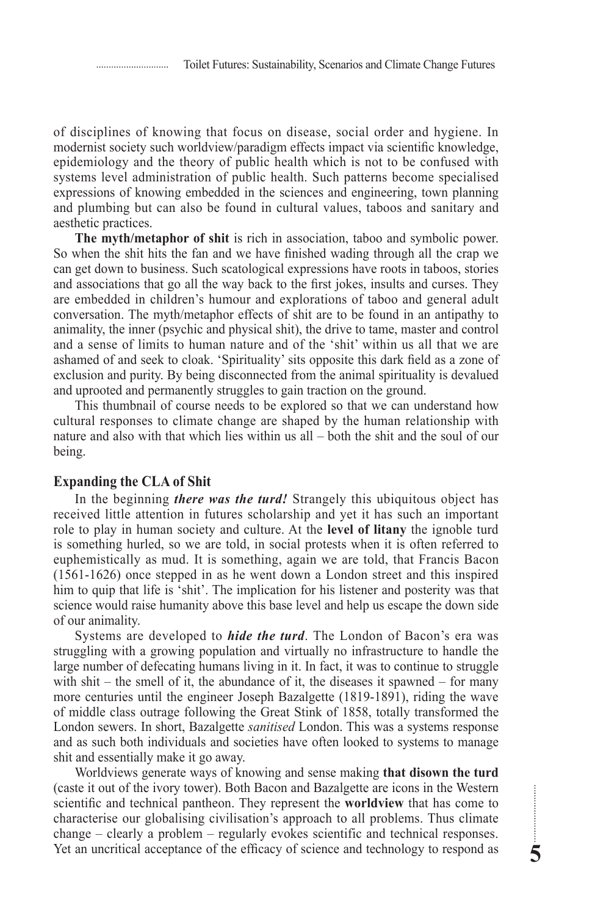of disciplines of knowing that focus on disease, social order and hygiene. In modernist society such worldview/paradigm effects impact via scientific knowledge, epidemiology and the theory of public health which is not to be confused with systems level administration of public health. Such patterns become specialised expressions of knowing embedded in the sciences and engineering, town planning and plumbing but can also be found in cultural values, taboos and sanitary and aesthetic practices.

**The myth/metaphor of shit** is rich in association, taboo and symbolic power. So when the shit hits the fan and we have finished wading through all the crap we can get down to business. Such scatological expressions have roots in taboos, stories and associations that go all the way back to the first jokes, insults and curses. They are embedded in children's humour and explorations of taboo and general adult conversation. The myth/metaphor effects of shit are to be found in an antipathy to animality, the inner (psychic and physical shit), the drive to tame, master and control and a sense of limits to human nature and of the 'shit' within us all that we are ashamed of and seek to cloak. 'Spirituality' sits opposite this dark field as a zone of exclusion and purity. By being disconnected from the animal spirituality is devalued and uprooted and permanently struggles to gain traction on the ground.

This thumbnail of course needs to be explored so that we can understand how cultural responses to climate change are shaped by the human relationship with nature and also with that which lies within us all – both the shit and the soul of our being.

## Expanding the CLA of Shit

In the beginning ***there was the turd!*** Strangely this ubiquitous object has received little attention in futures scholarship and yet it has such an important role to play in human society and culture. At the **level of litany** the ignoble turd is something hurled, so we are told, in social protests when it is often referred to euphemistically as mud. It is something, again we are told, that Francis Bacon (1561-1626) once stepped in as he went down a London street and this inspired him to quip that life is 'shit'. The implication for his listener and posterity was that science would raise humanity above this base level and help us escape the down side of our animality.

Systems are developed to ***hide the turd***. The London of Bacon's era was struggling with a growing population and virtually no infrastructure to handle the large number of defecating humans living in it. In fact, it was to continue to struggle with shit – the smell of it, the abundance of it, the diseases it spawned – for many more centuries until the engineer Joseph Bazalgette (1819-1891), riding the wave of middle class outrage following the Great Stink of 1858, totally transformed the London sewers. In short, Bazalgette *sanitised* London. This was a systems response and as such both individuals and societies have often looked to systems to manage shit and essentially make it go away.

Worldviews generate ways of knowing and sense making **that disown the turd** (caste it out of the ivory tower). Both Bacon and Bazalgette are icons in the Western scientific and technical pantheon. They represent the **worldview** that has come to characterise our globalising civilisation's approach to all problems. Thus climate change – clearly a problem – regularly evokes scientific and technical responses. Yet an uncritical acceptance of the efficacy of science and technology to respond as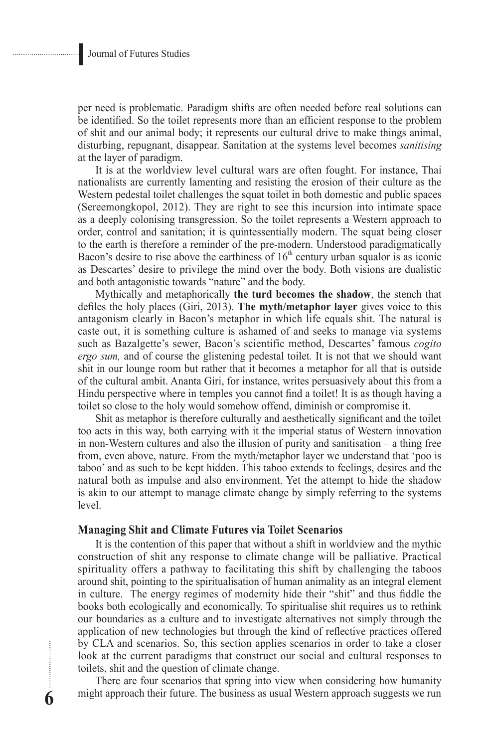per need is problematic. Paradigm shifts are often needed before real solutions can be identified. So the toilet represents more than an efficient response to the problem of shit and our animal body; it represents our cultural drive to make things animal, disturbing, repugnant, disappear. Sanitation at the systems level becomes *sanitising* at the layer of paradigm.

It is at the worldview level cultural wars are often fought. For instance, Thai nationalists are currently lamenting and resisting the erosion of their culture as the Western pedestal toilet challenges the squat toilet in both domestic and public spaces (Sereemongkopol, 2012). They are right to see this incursion into intimate space as a deeply colonising transgression. So the toilet represents a Western approach to order, control and sanitation; it is quintessentially modern. The squat being closer to the earth is therefore a reminder of the pre-modern. Understood paradigmatically Bacon's desire to rise above the earthiness of 16th century urban squalor is as iconic as Descartes' desire to privilege the mind over the body. Both visions are dualistic and both antagonistic towards "nature" and the body.

Mythically and metaphorically **the turd becomes the shadow**, the stench that defiles the holy places (Giri, 2013). **The myth/metaphor layer** gives voice to this antagonism clearly in Bacon's metaphor in which life equals shit. The natural is caste out, it is something culture is ashamed of and seeks to manage via systems such as Bazalgette's sewer, Bacon's scientific method, Descartes' famous *cogito ergo sum,* and of course the glistening pedestal toilet*.* It is not that we should want shit in our lounge room but rather that it becomes a metaphor for all that is outside of the cultural ambit. Ananta Giri, for instance, writes persuasively about this from a Hindu perspective where in temples you cannot find a toilet! It is as though having a toilet so close to the holy would somehow offend, diminish or compromise it.

Shit as metaphor is therefore culturally and aesthetically significant and the toilet too acts in this way, both carrying with it the imperial status of Western innovation in non-Western cultures and also the illusion of purity and sanitisation – a thing free from, even above, nature. From the myth/metaphor layer we understand that 'poo is taboo' and as such to be kept hidden. This taboo extends to feelings, desires and the natural both as impulse and also environment. Yet the attempt to hide the shadow is akin to our attempt to manage climate change by simply referring to the systems level.

## Managing Shit and Climate Futures via Toilet Scenarios

It is the contention of this paper that without a shift in worldview and the mythic construction of shit any response to climate change will be palliative. Practical spirituality offers a pathway to facilitating this shift by challenging the taboos around shit, pointing to the spiritualisation of human animality as an integral element in culture. The energy regimes of modernity hide their "shit" and thus fiddle the books both ecologically and economically. To spiritualise shit requires us to rethink our boundaries as a culture and to investigate alternatives not simply through the application of new technologies but through the kind of reflective practices offered by CLA and scenarios. So, this section applies scenarios in order to take a closer look at the current paradigms that construct our social and cultural responses to toilets, shit and the question of climate change.

There are four scenarios that spring into view when considering how humanity might approach their future. The business as usual Western approach suggests we run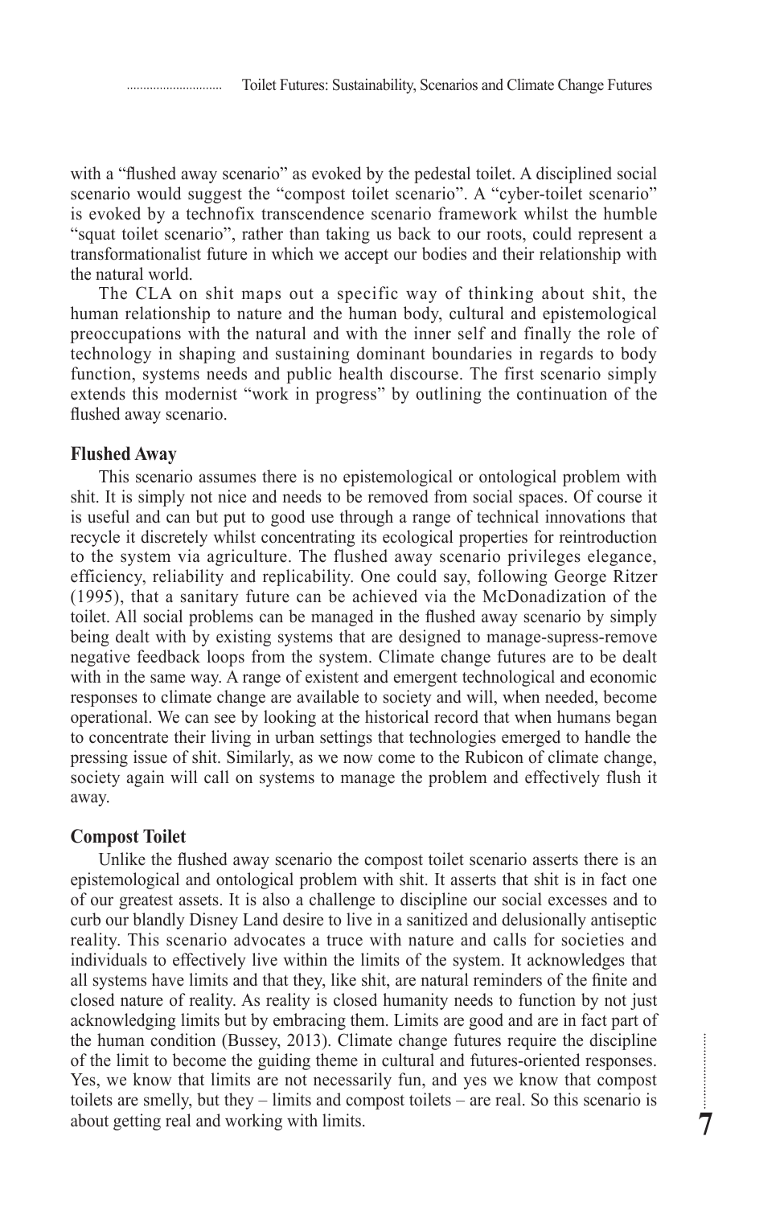with a "flushed away scenario" as evoked by the pedestal toilet. A disciplined social scenario would suggest the "compost toilet scenario". A "cyber-toilet scenario" is evoked by a technofix transcendence scenario framework whilst the humble "squat toilet scenario", rather than taking us back to our roots, could represent a transformationalist future in which we accept our bodies and their relationship with the natural world.

The CLA on shit maps out a specific way of thinking about shit, the human relationship to nature and the human body, cultural and epistemological preoccupations with the natural and with the inner self and finally the role of technology in shaping and sustaining dominant boundaries in regards to body function, systems needs and public health discourse. The first scenario simply extends this modernist "work in progress" by outlining the continuation of the flushed away scenario.

### Flushed Away

This scenario assumes there is no epistemological or ontological problem with shit. It is simply not nice and needs to be removed from social spaces. Of course it is useful and can but put to good use through a range of technical innovations that recycle it discretely whilst concentrating its ecological properties for reintroduction to the system via agriculture. The flushed away scenario privileges elegance, efficiency, reliability and replicability. One could say, following George Ritzer (1995), that a sanitary future can be achieved via the McDonadization of the toilet. All social problems can be managed in the flushed away scenario by simply being dealt with by existing systems that are designed to manage-supress-remove negative feedback loops from the system. Climate change futures are to be dealt with in the same way. A range of existent and emergent technological and economic responses to climate change are available to society and will, when needed, become operational. We can see by looking at the historical record that when humans began to concentrate their living in urban settings that technologies emerged to handle the pressing issue of shit. Similarly, as we now come to the Rubicon of climate change, society again will call on systems to manage the problem and effectively flush it away.

### Compost Toilet

Unlike the flushed away scenario the compost toilet scenario asserts there is an epistemological and ontological problem with shit. It asserts that shit is in fact one of our greatest assets. It is also a challenge to discipline our social excesses and to curb our blandly Disney Land desire to live in a sanitized and delusionally antiseptic reality. This scenario advocates a truce with nature and calls for societies and individuals to effectively live within the limits of the system. It acknowledges that all systems have limits and that they, like shit, are natural reminders of the finite and closed nature of reality. As reality is closed humanity needs to function by not just acknowledging limits but by embracing them. Limits are good and are in fact part of the human condition (Bussey, 2013). Climate change futures require the discipline of the limit to become the guiding theme in cultural and futures-oriented responses. Yes, we know that limits are not necessarily fun, and yes we know that compost toilets are smelly, but they – limits and compost toilets – are real. So this scenario is about getting real and working with limits.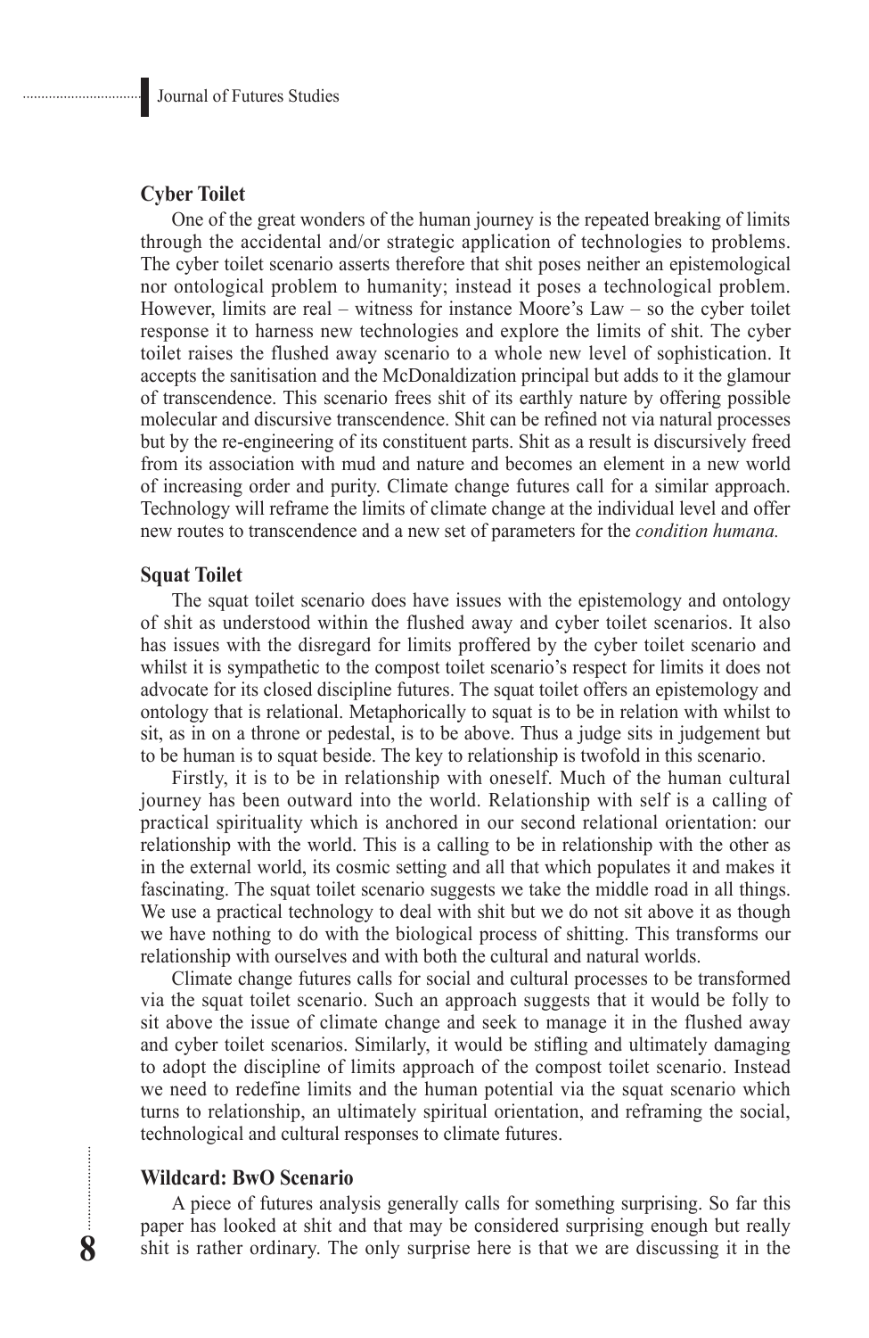### Cyber Toilet

One of the great wonders of the human journey is the repeated breaking of limits through the accidental and/or strategic application of technologies to problems. The cyber toilet scenario asserts therefore that shit poses neither an epistemological nor ontological problem to humanity; instead it poses a technological problem. However, limits are real – witness for instance Moore's Law – so the cyber toilet response it to harness new technologies and explore the limits of shit. The cyber toilet raises the flushed away scenario to a whole new level of sophistication. It accepts the sanitisation and the McDonaldization principal but adds to it the glamour of transcendence. This scenario frees shit of its earthly nature by offering possible molecular and discursive transcendence. Shit can be refined not via natural processes but by the re-engineering of its constituent parts. Shit as a result is discursively freed from its association with mud and nature and becomes an element in a new world of increasing order and purity. Climate change futures call for a similar approach. Technology will reframe the limits of climate change at the individual level and offer new routes to transcendence and a new set of parameters for the *condition humana.*

### Squat Toilet

The squat toilet scenario does have issues with the epistemology and ontology of shit as understood within the flushed away and cyber toilet scenarios. It also has issues with the disregard for limits proffered by the cyber toilet scenario and whilst it is sympathetic to the compost toilet scenario's respect for limits it does not advocate for its closed discipline futures. The squat toilet offers an epistemology and ontology that is relational. Metaphorically to squat is to be in relation with whilst to sit, as in on a throne or pedestal, is to be above. Thus a judge sits in judgement but to be human is to squat beside. The key to relationship is twofold in this scenario.

Firstly, it is to be in relationship with oneself. Much of the human cultural journey has been outward into the world. Relationship with self is a calling of practical spirituality which is anchored in our second relational orientation: our relationship with the world. This is a calling to be in relationship with the other as in the external world, its cosmic setting and all that which populates it and makes it fascinating. The squat toilet scenario suggests we take the middle road in all things. We use a practical technology to deal with shit but we do not sit above it as though we have nothing to do with the biological process of shitting. This transforms our relationship with ourselves and with both the cultural and natural worlds.

Climate change futures calls for social and cultural processes to be transformed via the squat toilet scenario. Such an approach suggests that it would be folly to sit above the issue of climate change and seek to manage it in the flushed away and cyber toilet scenarios. Similarly, it would be stifling and ultimately damaging to adopt the discipline of limits approach of the compost toilet scenario. Instead we need to redefine limits and the human potential via the squat scenario which turns to relationship, an ultimately spiritual orientation, and reframing the social, technological and cultural responses to climate futures.

### Wildcard: BwO Scenario

A piece of futures analysis generally calls for something surprising. So far this paper has looked at shit and that may be considered surprising enough but really shit is rather ordinary. The only surprise here is that we are discussing it in the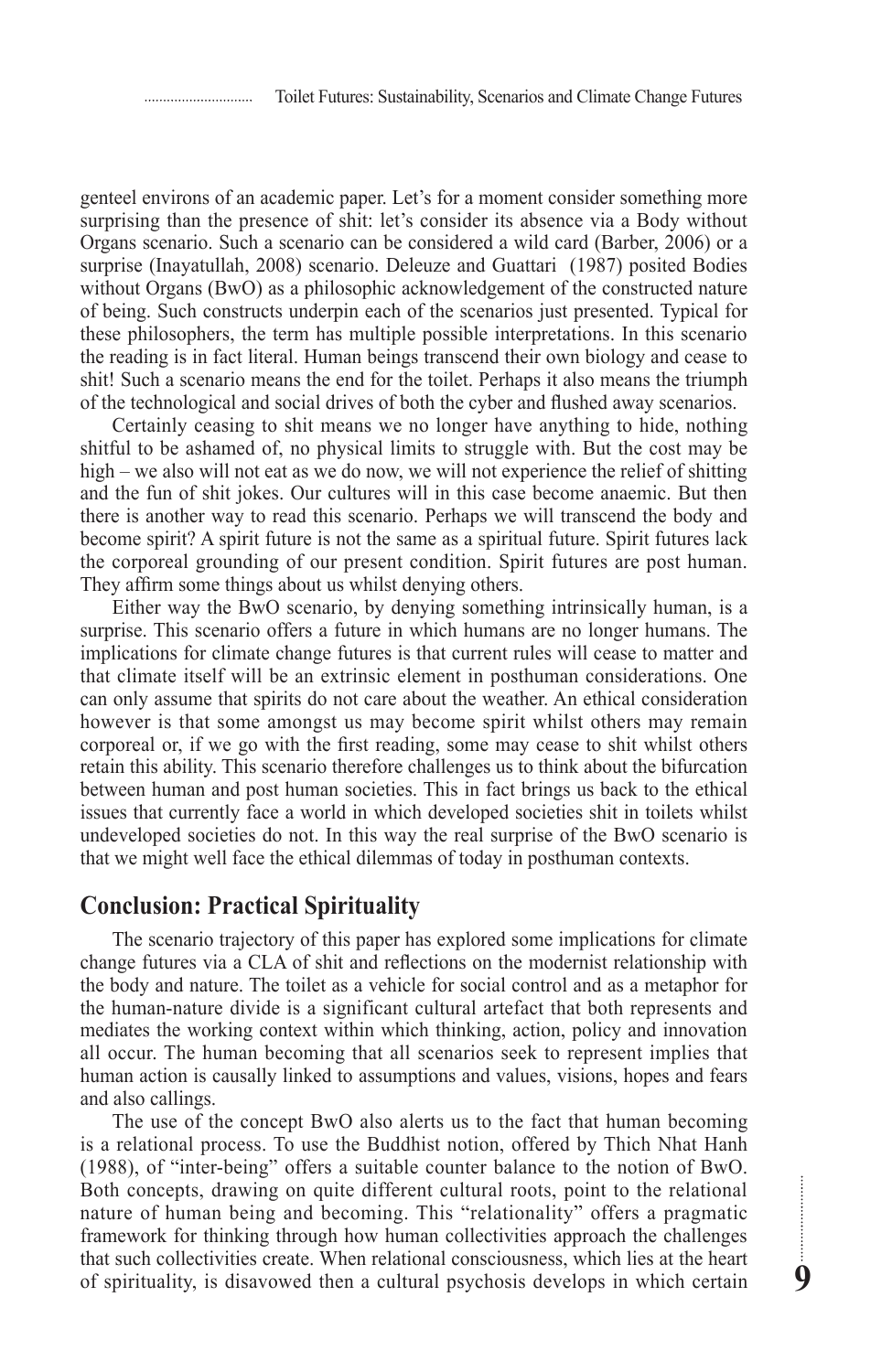genteel environs of an academic paper. Let's for a moment consider something more surprising than the presence of shit: let's consider its absence via a Body without Organs scenario. Such a scenario can be considered a wild card (Barber, 2006) or a surprise (Inayatullah, 2008) scenario. Deleuze and Guattari (1987) posited Bodies without Organs (BwO) as a philosophic acknowledgement of the constructed nature of being. Such constructs underpin each of the scenarios just presented. Typical for these philosophers, the term has multiple possible interpretations. In this scenario the reading is in fact literal. Human beings transcend their own biology and cease to shit! Such a scenario means the end for the toilet. Perhaps it also means the triumph of the technological and social drives of both the cyber and flushed away scenarios.

Certainly ceasing to shit means we no longer have anything to hide, nothing shitful to be ashamed of, no physical limits to struggle with. But the cost may be high – we also will not eat as we do now, we will not experience the relief of shitting and the fun of shit jokes. Our cultures will in this case become anaemic. But then there is another way to read this scenario. Perhaps we will transcend the body and become spirit? A spirit future is not the same as a spiritual future. Spirit futures lack the corporeal grounding of our present condition. Spirit futures are post human. They affirm some things about us whilst denying others.

Either way the BwO scenario, by denying something intrinsically human, is a surprise. This scenario offers a future in which humans are no longer humans. The implications for climate change futures is that current rules will cease to matter and that climate itself will be an extrinsic element in posthuman considerations. One can only assume that spirits do not care about the weather. An ethical consideration however is that some amongst us may become spirit whilst others may remain corporeal or, if we go with the first reading, some may cease to shit whilst others retain this ability. This scenario therefore challenges us to think about the bifurcation between human and post human societies. This in fact brings us back to the ethical issues that currently face a world in which developed societies shit in toilets whilst undeveloped societies do not. In this way the real surprise of the BwO scenario is that we might well face the ethical dilemmas of today in posthuman contexts.

## Conclusion: Practical Spirituality

The scenario trajectory of this paper has explored some implications for climate change futures via a CLA of shit and reflections on the modernist relationship with the body and nature. The toilet as a vehicle for social control and as a metaphor for the human-nature divide is a significant cultural artefact that both represents and mediates the working context within which thinking, action, policy and innovation all occur. The human becoming that all scenarios seek to represent implies that human action is causally linked to assumptions and values, visions, hopes and fears and also callings.

The use of the concept BwO also alerts us to the fact that human becoming is a relational process. To use the Buddhist notion, offered by Thich Nhat Hanh (1988), of "inter-being" offers a suitable counter balance to the notion of BwO. Both concepts, drawing on quite different cultural roots, point to the relational nature of human being and becoming. This "relationality" offers a pragmatic framework for thinking through how human collectivities approach the challenges that such collectivities create. When relational consciousness, which lies at the heart of spirituality, is disavowed then a cultural psychosis develops in which certain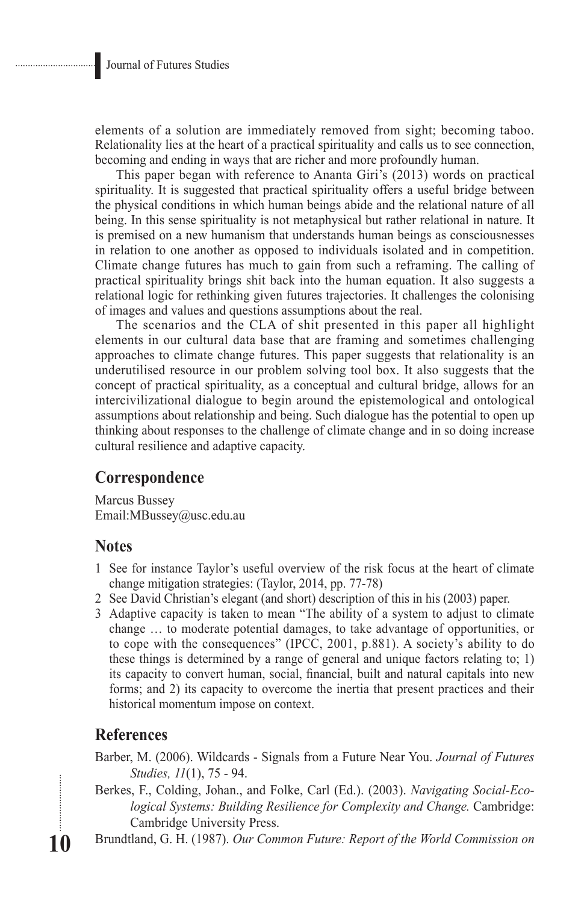elements of a solution are immediately removed from sight; becoming taboo. Relationality lies at the heart of a practical spirituality and calls us to see connection, becoming and ending in ways that are richer and more profoundly human.

This paper began with reference to Ananta Giri's (2013) words on practical spirituality. It is suggested that practical spirituality offers a useful bridge between the physical conditions in which human beings abide and the relational nature of all being. In this sense spirituality is not metaphysical but rather relational in nature. It is premised on a new humanism that understands human beings as consciousnesses in relation to one another as opposed to individuals isolated and in competition. Climate change futures has much to gain from such a reframing. The calling of practical spirituality brings shit back into the human equation. It also suggests a relational logic for rethinking given futures trajectories. It challenges the colonising of images and values and questions assumptions about the real.

The scenarios and the CLA of shit presented in this paper all highlight elements in our cultural data base that are framing and sometimes challenging approaches to climate change futures. This paper suggests that relationality is an underutilised resource in our problem solving tool box. It also suggests that the concept of practical spirituality, as a conceptual and cultural bridge, allows for an intercivilizational dialogue to begin around the epistemological and ontological assumptions about relationship and being. Such dialogue has the potential to open up thinking about responses to the challenge of climate change and in so doing increase cultural resilience and adaptive capacity.

## Correspondence

Marcus Bussey
Email:MBussey@usc.edu.au

## Notes

1 See for instance Taylor's useful overview of the risk focus at the heart of climate change mitigation strategies: (Taylor, 2014, pp. 77-78)
2 See David Christian's elegant (and short) description of this in his (2003) paper.
3 Adaptive capacity is taken to mean "The ability of a system to adjust to climate change … to moderate potential damages, to take advantage of opportunities, or to cope with the consequences" (IPCC, 2001, p.881). A society's ability to do these things is determined by a range of general and unique factors relating to; 1) its capacity to convert human, social, financial, built and natural capitals into new forms; and 2) its capacity to overcome the inertia that present practices and their historical momentum impose on context.

## References

Barber, M. (2006). Wildcards - Signals from a Future Near You. *Journal of Futures Studies, 11*(1), 75 - 94.

Berkes, F., Colding, Johan., and Folke, Carl (Ed.). (2003). *Navigating Social-Ecological Systems: Building Resilience for Complexity and Change.* Cambridge: Cambridge University Press.

Brundtland, G. H. (1987). *Our Common Future: Report of the World Commission on*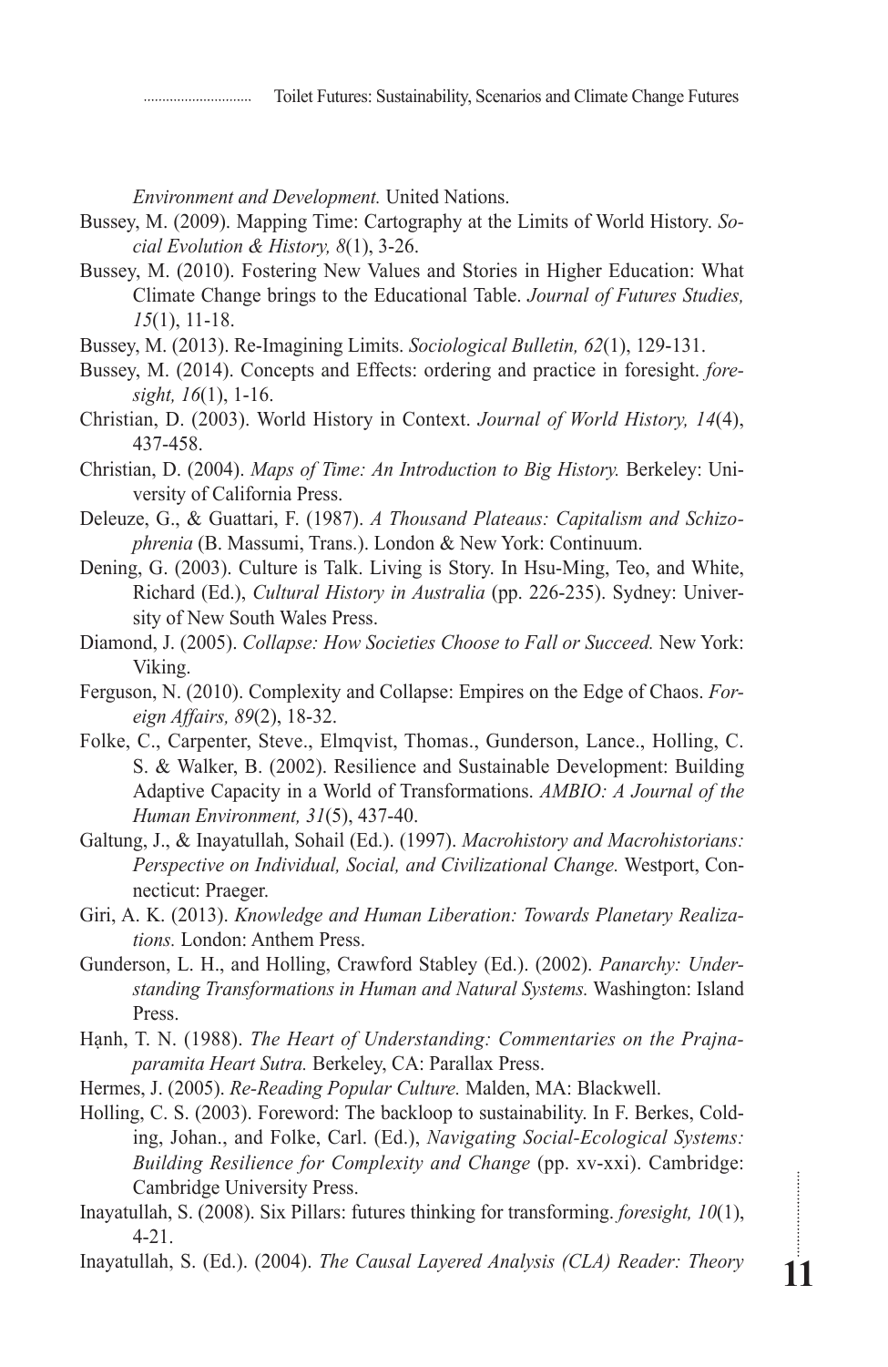*Environment and Development.* United Nations.

Bussey, M. (2009). Mapping Time: Cartography at the Limits of World History. *Social Evolution & History, 8*(1), 3-26.

Bussey, M. (2010). Fostering New Values and Stories in Higher Education: What Climate Change brings to the Educational Table. *Journal of Futures Studies, 15*(1), 11-18.

Bussey, M. (2013). Re-Imagining Limits. *Sociological Bulletin, 62*(1), 129-131.

Bussey, M. (2014). Concepts and Effects: ordering and practice in foresight. *foresight, 16*(1), 1-16.

Christian, D. (2003). World History in Context. *Journal of World History, 14*(4), 437-458.

Christian, D. (2004). *Maps of Time: An Introduction to Big History.* Berkeley: University of California Press.

Deleuze, G., & Guattari, F. (1987). *A Thousand Plateaus: Capitalism and Schizophrenia* (B. Massumi, Trans.). London & New York: Continuum.

Dening, G. (2003). Culture is Talk. Living is Story. In Hsu-Ming, Teo, and White, Richard (Ed.), *Cultural History in Australia* (pp. 226-235). Sydney: University of New South Wales Press.

Diamond, J. (2005). *Collapse: How Societies Choose to Fall or Succeed.* New York: Viking.

Ferguson, N. (2010). Complexity and Collapse: Empires on the Edge of Chaos. *Foreign Affairs, 89*(2), 18-32.

Folke, C., Carpenter, Steve., Elmqvist, Thomas., Gunderson, Lance., Holling, C. S. & Walker, B. (2002). Resilience and Sustainable Development: Building Adaptive Capacity in a World of Transformations. *AMBIO: A Journal of the Human Environment, 31*(5), 437-40.

Galtung, J., & Inayatullah, Sohail (Ed.). (1997). *Macrohistory and Macrohistorians: Perspective on Individual, Social, and Civilizational Change.* Westport, Connecticut: Praeger.

Giri, A. K. (2013). *Knowledge and Human Liberation: Towards Planetary Realizations.* London: Anthem Press.

Gunderson, L. H., and Holling, Crawford Stabley (Ed.). (2002). *Panarchy: Understanding Transformations in Human and Natural Systems.* Washington: Island Press.

Hạnh, T. N. (1988). *The Heart of Understanding: Commentaries on the Prajnaparamita Heart Sutra.* Berkeley, CA: Parallax Press.

Hermes, J. (2005). *Re-Reading Popular Culture.* Malden, MA: Blackwell.

Holling, C. S. (2003). Foreword: The backloop to sustainability. In F. Berkes, Colding, Johan., and Folke, Carl. (Ed.), *Navigating Social-Ecological Systems: Building Resilience for Complexity and Change* (pp. xv-xxi). Cambridge: Cambridge University Press.

Inayatullah, S. (2008). Six Pillars: futures thinking for transforming. *foresight, 10*(1), 4-21.

Inayatullah, S. (Ed.). (2004). *The Causal Layered Analysis (CLA) Reader: Theory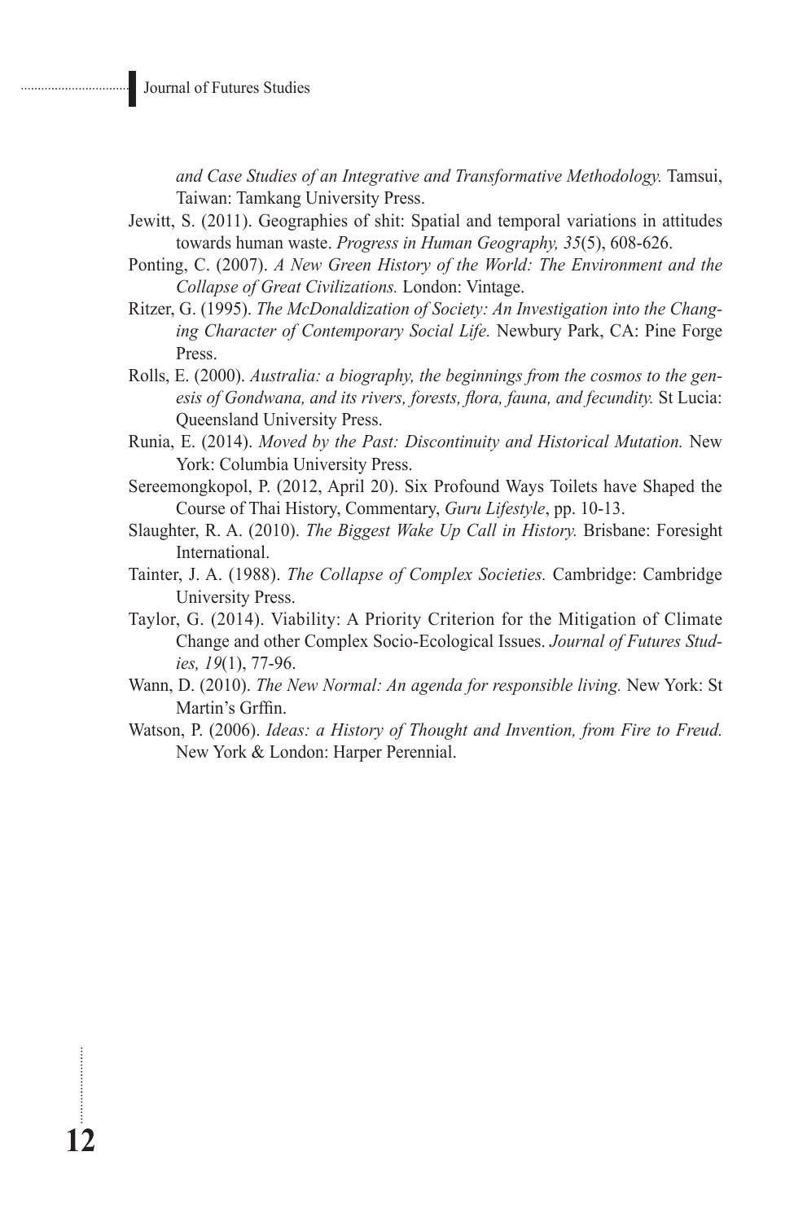*and Case Studies of an Integrative and Transformative Methodology.* Tamsui, Taiwan: Tamkang University Press.

Jewitt, S. (2011). Geographies of shit: Spatial and temporal variations in attitudes towards human waste. *Progress in Human Geography, 35*(5), 608-626.

Ponting, C. (2007). *A New Green History of the World: The Environment and the Collapse of Great Civilizations.* London: Vintage.

Ritzer, G. (1995). *The McDonaldization of Society: An Investigation into the Changing Character of Contemporary Social Life.* Newbury Park, CA: Pine Forge Press.

Rolls, E. (2000). *Australia: a biography, the beginnings from the cosmos to the genesis of Gondwana, and its rivers, forests, flora, fauna, and fecundity.* St Lucia: Queensland University Press.

Runia, E. (2014). *Moved by the Past: Discontinuity and Historical Mutation.* New York: Columbia University Press.

Sereemongkopol, P. (2012, April 20). Six Profound Ways Toilets have Shaped the Course of Thai History, Commentary, *Guru Lifestyle*, pp. 10-13.

Slaughter, R. A. (2010). *The Biggest Wake Up Call in History.* Brisbane: Foresight International.

Tainter, J. A. (1988). *The Collapse of Complex Societies.* Cambridge: Cambridge University Press.

Taylor, G. (2014). Viability: A Priority Criterion for the Mitigation of Climate Change and other Complex Socio-Ecological Issues. *Journal of Futures Studies, 19*(1), 77-96.

Wann, D. (2010). *The New Normal: An agenda for responsible living.* New York: St Martin's Grffin.

Watson, P. (2006). *Ideas: a History of Thought and Invention, from Fire to Freud.* New York & London: Harper Perennial.